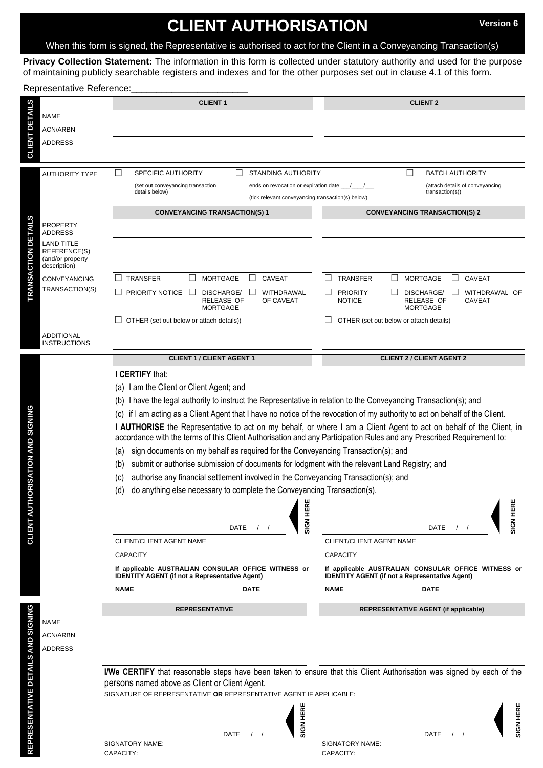# CLIENT AUTHORISATION

**Version 6**

When this form is signed, the Representative is authorised to act for the Client in a Conveyancing Transaction(s)

**Privacy Collection Statement:** The information in this form is collected under statutory authority and used for the purpose of maintaining publicly searchable registers and indexes and for the other purposes set out in clause 4.1 of this form.

Representative Reference:_______________________

## CLIENT DETAILS

| | CLIENT 1 | CLIENT 2 |
|---|---|---|
| NAME | | |
| ACN/ARBN | | |
| ADDRESS | | |

## TRANSACTION DETAILS

AUTHORITY TYPE

- ☐ SPECIFIC AUTHORITY (set out conveyancing transaction details below)
- ☐ STANDING AUTHORITY ends on revocation or expiration date:\_\_\_/\_\_\_/\_\_\_ (tick relevant conveyancing transaction(s) below)
- ☐ BATCH AUTHORITY (attach details of conveyancing transaction(s))

| | CONVEYANCING TRANSACTION(S) 1 | CONVEYANCING TRANSACTION(S) 2 |
|---|---|---|
| PROPERTY ADDRESS | | |
| LAND TITLE REFERENCE(S) (and/or property description) | | |
| CONVEYANCING TRANSACTION(S) | ☐ TRANSFER ☐ MORTGAGE ☐ CAVEAT ☐ PRIORITY NOTICE ☐ DISCHARGE/ RELEASE OF MORTGAGE ☐ WITHDRAWAL OF CAVEAT ☐ OTHER (set out below or attach details)) | ☐ TRANSFER ☐ MORTGAGE ☐ CAVEAT ☐ PRIORITY NOTICE ☐ DISCHARGE/ RELEASE OF MORTGAGE ☐ WITHDRAWAL OF CAVEAT ☐ OTHER (set out below or attach details) |
| ADDITIONAL INSTRUCTIONS | | |

## CLIENT AUTHORISATION AND SIGNING

| CLIENT 1 / CLIENT AGENT 1 | CLIENT 2 / CLIENT AGENT 2 |
|---|---|

**I CERTIFY** that:

(a) I am the Client or Client Agent; and

(b) I have the legal authority to instruct the Representative in relation to the Conveyancing Transaction(s); and

(c) if I am acting as a Client Agent that I have no notice of the revocation of my authority to act on behalf of the Client.

**I AUTHORISE** the Representative to act on my behalf, or where I am a Client Agent to act on behalf of the Client, in accordance with the terms of this Client Authorisation and any Participation Rules and any Prescribed Requirement to:

(a) sign documents on my behalf as required for the Conveyancing Transaction(s); and

(b) submit or authorise submission of documents for lodgment with the relevant Land Registry; and

(c) authorise any financial settlement involved in the Conveyancing Transaction(s); and

(d) do anything else necessary to complete the Conveyancing Transaction(s).

| Client 1 / Client Agent 1 | Client 2 / Client Agent 2 |
|---|---|
| SIGN HERE _______________ DATE / / | SIGN HERE _______________ DATE / / |
| CLIENT/CLIENT AGENT NAME | CLIENT/CLIENT AGENT NAME |
| CAPACITY | CAPACITY |
| **If applicable AUSTRALIAN CONSULAR OFFICE WITNESS or IDENTITY AGENT (if not a Representative Agent)** | **If applicable AUSTRALIAN CONSULAR OFFICE WITNESS or IDENTITY AGENT (if not a Representative Agent)** |
| **NAME** **DATE** | **NAME** **DATE** |

## REPRESENTATIVE DETAILS AND SIGNING

| | REPRESENTATIVE | REPRESENTATIVE AGENT (if applicable) |
|---|---|---|
| NAME | | |
| ACN/ARBN | | |
| ADDRESS | | |

**I/We CERTIFY** that reasonable steps have been taken to ensure that this Client Authorisation was signed by each of the persons named above as Client or Client Agent.

SIGNATURE OF REPRESENTATIVE **OR** REPRESENTATIVE AGENT IF APPLICABLE:

| Representative | Representative Agent |
|---|---|
| SIGN HERE _______________ DATE / / | SIGN HERE _______________ DATE / / |
| SIGNATORY NAME: | SIGNATORY NAME: |
| CAPACITY: | CAPACITY: |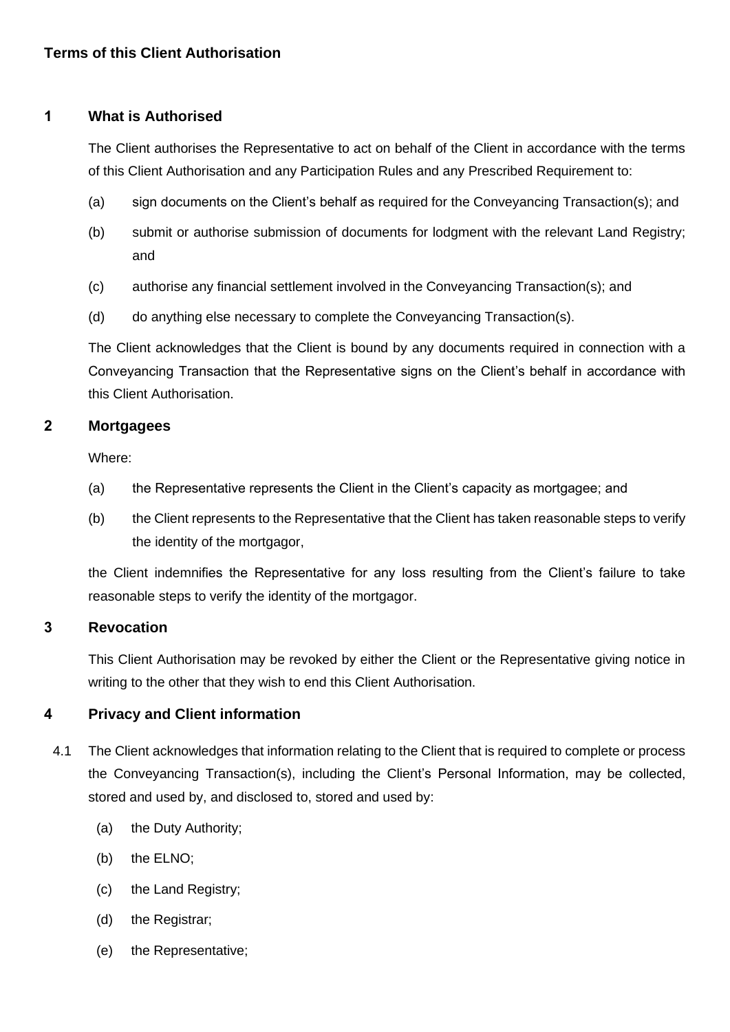**Terms of this Client Authorisation**

## 1 What is Authorised

The Client authorises the Representative to act on behalf of the Client in accordance with the terms of this Client Authorisation and any Participation Rules and any Prescribed Requirement to:

(a) sign documents on the Client's behalf as required for the Conveyancing Transaction(s); and

(b) submit or authorise submission of documents for lodgment with the relevant Land Registry; and

(c) authorise any financial settlement involved in the Conveyancing Transaction(s); and

(d) do anything else necessary to complete the Conveyancing Transaction(s).

The Client acknowledges that the Client is bound by any documents required in connection with a Conveyancing Transaction that the Representative signs on the Client's behalf in accordance with this Client Authorisation.

## 2 Mortgagees

Where:

(a) the Representative represents the Client in the Client's capacity as mortgagee; and

(b) the Client represents to the Representative that the Client has taken reasonable steps to verify the identity of the mortgagor,

the Client indemnifies the Representative for any loss resulting from the Client's failure to take reasonable steps to verify the identity of the mortgagor.

## 3 Revocation

This Client Authorisation may be revoked by either the Client or the Representative giving notice in writing to the other that they wish to end this Client Authorisation.

## 4 Privacy and Client information

4.1 The Client acknowledges that information relating to the Client that is required to complete or process the Conveyancing Transaction(s), including the Client's Personal Information, may be collected, stored and used by, and disclosed to, stored and used by:

(a) the Duty Authority;

(b) the ELNO;

(c) the Land Registry;

(d) the Registrar;

(e) the Representative;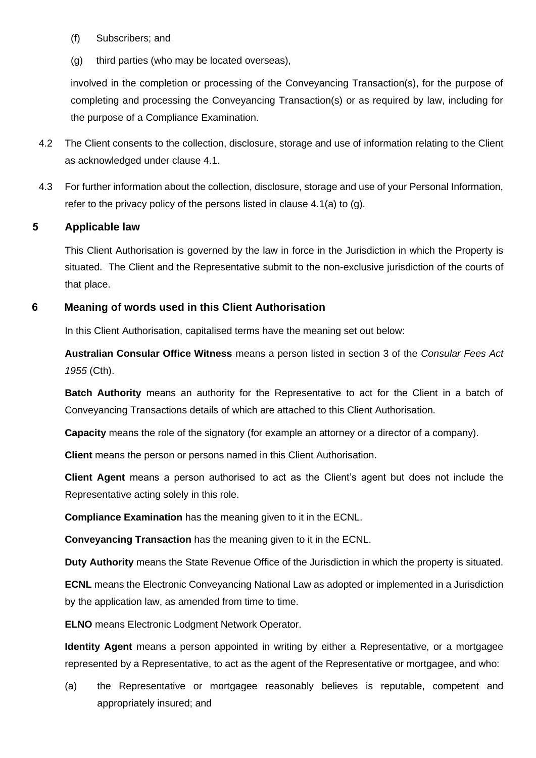(f) Subscribers; and

(g) third parties (who may be located overseas),

involved in the completion or processing of the Conveyancing Transaction(s), for the purpose of completing and processing the Conveyancing Transaction(s) or as required by law, including for the purpose of a Compliance Examination.

4.2 The Client consents to the collection, disclosure, storage and use of information relating to the Client as acknowledged under clause 4.1.

4.3 For further information about the collection, disclosure, storage and use of your Personal Information, refer to the privacy policy of the persons listed in clause 4.1(a) to (g).

## 5 Applicable law

This Client Authorisation is governed by the law in force in the Jurisdiction in which the Property is situated. The Client and the Representative submit to the non-exclusive jurisdiction of the courts of that place.

## 6 Meaning of words used in this Client Authorisation

In this Client Authorisation, capitalised terms have the meaning set out below:

**Australian Consular Office Witness** means a person listed in section 3 of the *Consular Fees Act 1955* (Cth).

**Batch Authority** means an authority for the Representative to act for the Client in a batch of Conveyancing Transactions details of which are attached to this Client Authorisation.

**Capacity** means the role of the signatory (for example an attorney or a director of a company).

**Client** means the person or persons named in this Client Authorisation.

**Client Agent** means a person authorised to act as the Client's agent but does not include the Representative acting solely in this role.

**Compliance Examination** has the meaning given to it in the ECNL.

**Conveyancing Transaction** has the meaning given to it in the ECNL.

**Duty Authority** means the State Revenue Office of the Jurisdiction in which the property is situated.

**ECNL** means the Electronic Conveyancing National Law as adopted or implemented in a Jurisdiction by the application law, as amended from time to time.

**ELNO** means Electronic Lodgment Network Operator.

**Identity Agent** means a person appointed in writing by either a Representative, or a mortgagee represented by a Representative, to act as the agent of the Representative or mortgagee, and who:

(a) the Representative or mortgagee reasonably believes is reputable, competent and appropriately insured; and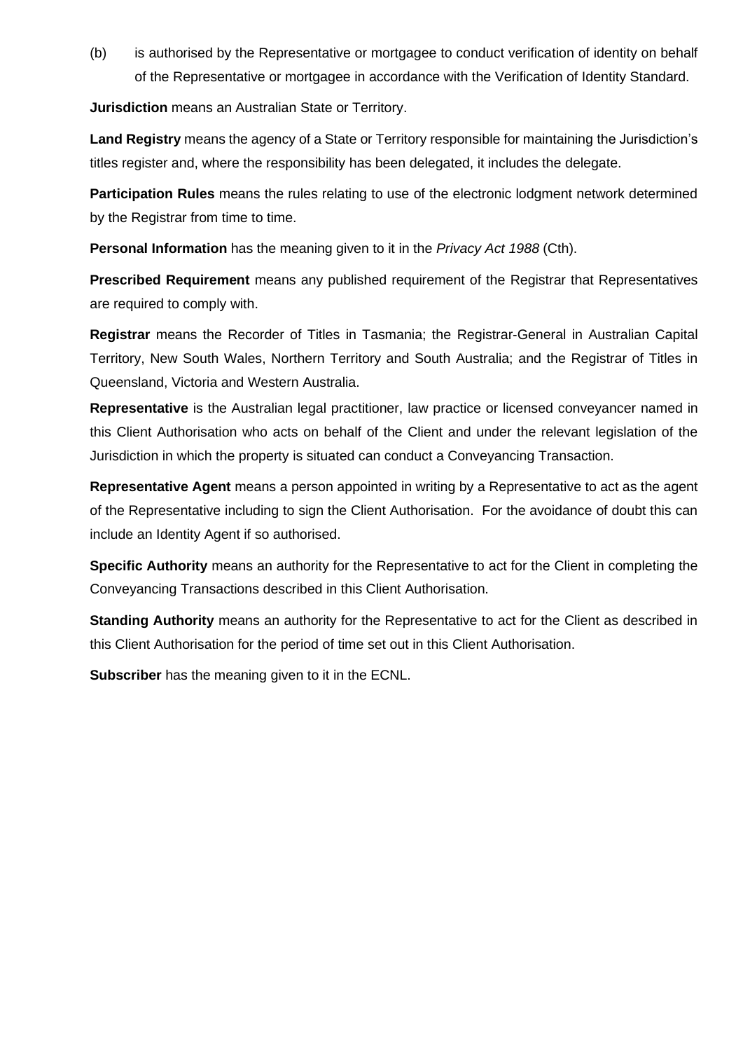(b) is authorised by the Representative or mortgagee to conduct verification of identity on behalf of the Representative or mortgagee in accordance with the Verification of Identity Standard.

**Jurisdiction** means an Australian State or Territory.

**Land Registry** means the agency of a State or Territory responsible for maintaining the Jurisdiction's titles register and, where the responsibility has been delegated, it includes the delegate.

**Participation Rules** means the rules relating to use of the electronic lodgment network determined by the Registrar from time to time.

**Personal Information** has the meaning given to it in the *Privacy Act 1988* (Cth).

**Prescribed Requirement** means any published requirement of the Registrar that Representatives are required to comply with.

**Registrar** means the Recorder of Titles in Tasmania; the Registrar-General in Australian Capital Territory, New South Wales, Northern Territory and South Australia; and the Registrar of Titles in Queensland, Victoria and Western Australia.

**Representative** is the Australian legal practitioner, law practice or licensed conveyancer named in this Client Authorisation who acts on behalf of the Client and under the relevant legislation of the Jurisdiction in which the property is situated can conduct a Conveyancing Transaction.

**Representative Agent** means a person appointed in writing by a Representative to act as the agent of the Representative including to sign the Client Authorisation. For the avoidance of doubt this can include an Identity Agent if so authorised.

**Specific Authority** means an authority for the Representative to act for the Client in completing the Conveyancing Transactions described in this Client Authorisation.

**Standing Authority** means an authority for the Representative to act for the Client as described in this Client Authorisation for the period of time set out in this Client Authorisation.

**Subscriber** has the meaning given to it in the ECNL.